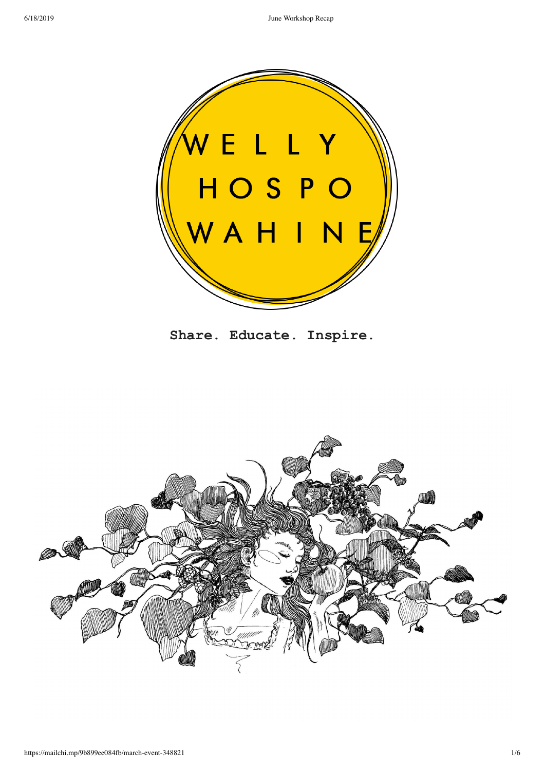WELLY HOSPO WAHINE

**Share. Educate. Inspire.**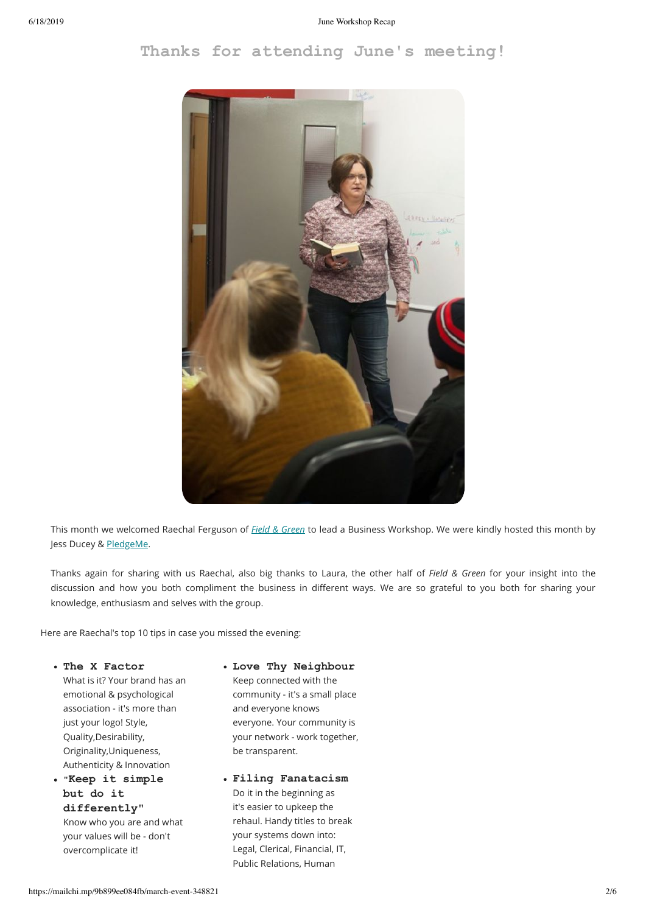# Thanks for attending June's meeting!

This month we welcomed Raechal Ferguson of *[Field & Green]* to lead a Business Workshop. We were kindly hosted this month by Jess Ducey & [PledgeMe].

Thanks again for sharing with us Raechal, also big thanks to Laura, the other half of *Field & Green* for your insight into the discussion and how you both compliment the business in different ways. We are so grateful to you both for sharing your knowledge, enthusiasm and selves with the group.

Here are Raechal's top 10 tips in case you missed the evening:

- **The X Factor**
  What is it? Your brand has an emotional & psychological association - it's more than just your logo! Style, Quality,Desirability, Originality,Uniqueness, Authenticity & Innovation
- **"Keep it simple but do it differently"**
  Know who you are and what your values will be - don't overcomplicate it!
- **Love Thy Neighbour**
  Keep connected with the community - it's a small place and everyone knows everyone. Your community is your network - work together, be transparent.
- **Filing Fanatacism**
  Do it in the beginning as it's easier to upkeep the rehaul. Handy titles to break your systems down into: Legal, Clerical, Financial, IT, Public Relations, Human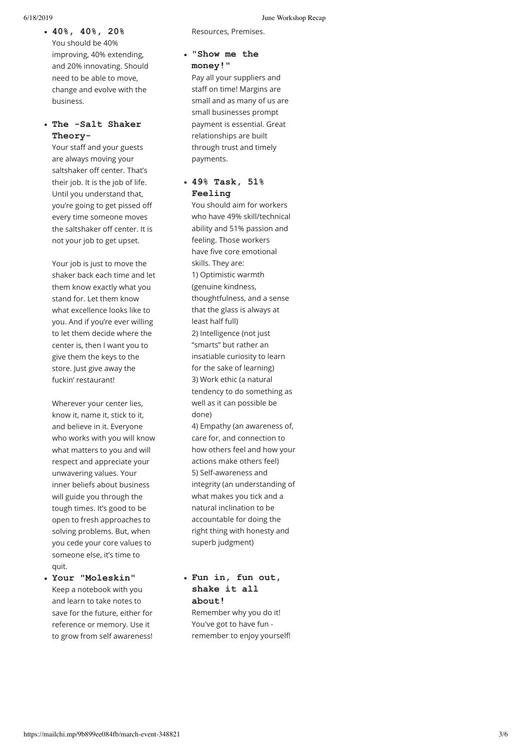- **40%, 40%, 20%**
  You should be 40% improving, 40% extending, and 20% innovating. Should need to be able to move, change and evolve with the business.

- **The -Salt Shaker Theory-**
  Your staff and your guests are always moving your saltshaker off center. That's their job. It is the job of life. Until you understand that, you're going to get pissed off every time someone moves the saltshaker off center. It is not your job to get upset.

  Your job is just to move the shaker back each time and let them know exactly what you stand for. Let them know what excellence looks like to you. And if you're ever willing to let them decide where the center is, then I want you to give them the keys to the store. Just give away the fuckin' restaurant!

  Wherever your center lies, know it, name it, stick to it, and believe in it. Everyone who works with you will know what matters to you and will respect and appreciate your unwavering values. Your inner beliefs about business will guide you through the tough times. It's good to be open to fresh approaches to solving problems. But, when you cede your core values to someone else, it's time to quit.

- **Your "Moleskin"**
  Keep a notebook with you and learn to take notes to save for the future, either for reference or memory. Use it to grow from self awareness! Resources, Premises.

- **"Show me the money!"**
  Pay all your suppliers and staff on time! Margins are small and as many of us are small businesses prompt payment is essential. Great relationships are built through trust and timely payments.

- **49% Task, 51% Feeling**
  You should aim for workers who have 49% skill/technical ability and 51% passion and feeling. Those workers have five core emotional skills. They are:
  1) Optimistic warmth (genuine kindness, thoughtfulness, and a sense that the glass is always at least half full)
  2) Intelligence (not just "smarts" but rather an insatiable curiosity to learn for the sake of learning)
  3) Work ethic (a natural tendency to do something as well as it can possible be done)
  4) Empathy (an awareness of, care for, and connection to how others feel and how your actions make others feel)
  5) Self-awareness and integrity (an understanding of what makes you tick and a natural inclination to be accountable for doing the right thing with honesty and superb judgment)

- **Fun in, fun out, shake it all about!**
  Remember why you do it! You've got to have fun - remember to enjoy yourself!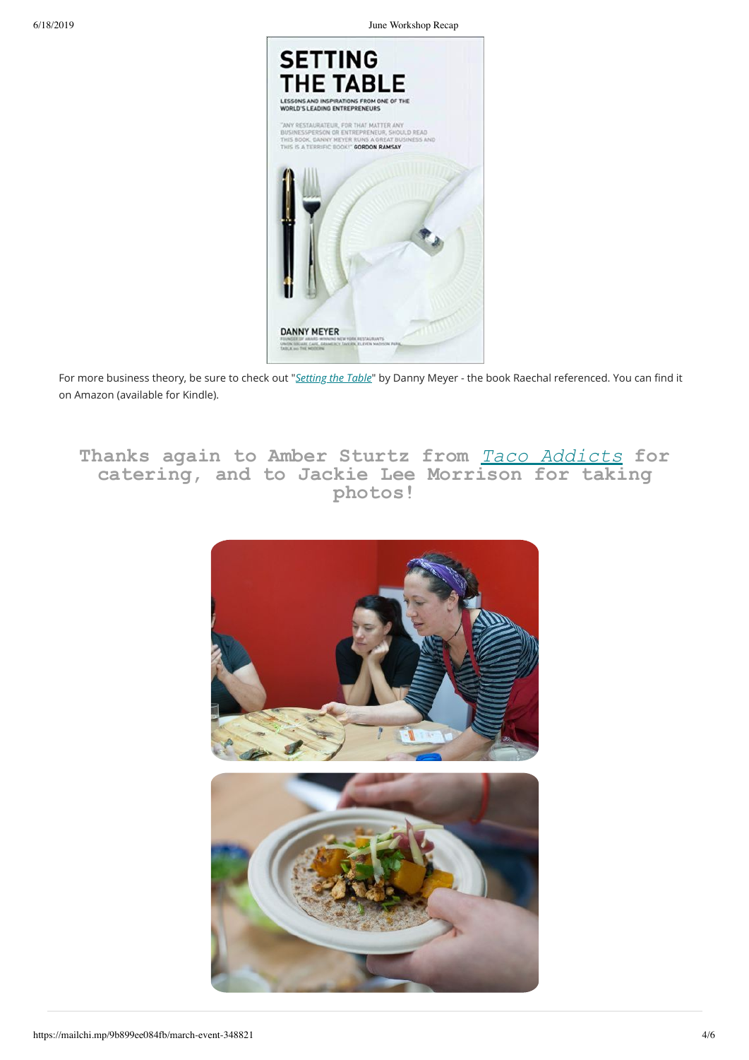For more business theory, be sure to check out "*Setting the Table*" by Danny Meyer - the book Raechal referenced. You can find it on Amazon (available for Kindle).

## Thanks again to Amber Sturtz from *Taco Addicts* for catering, and to Jackie Lee Morrison for taking photos!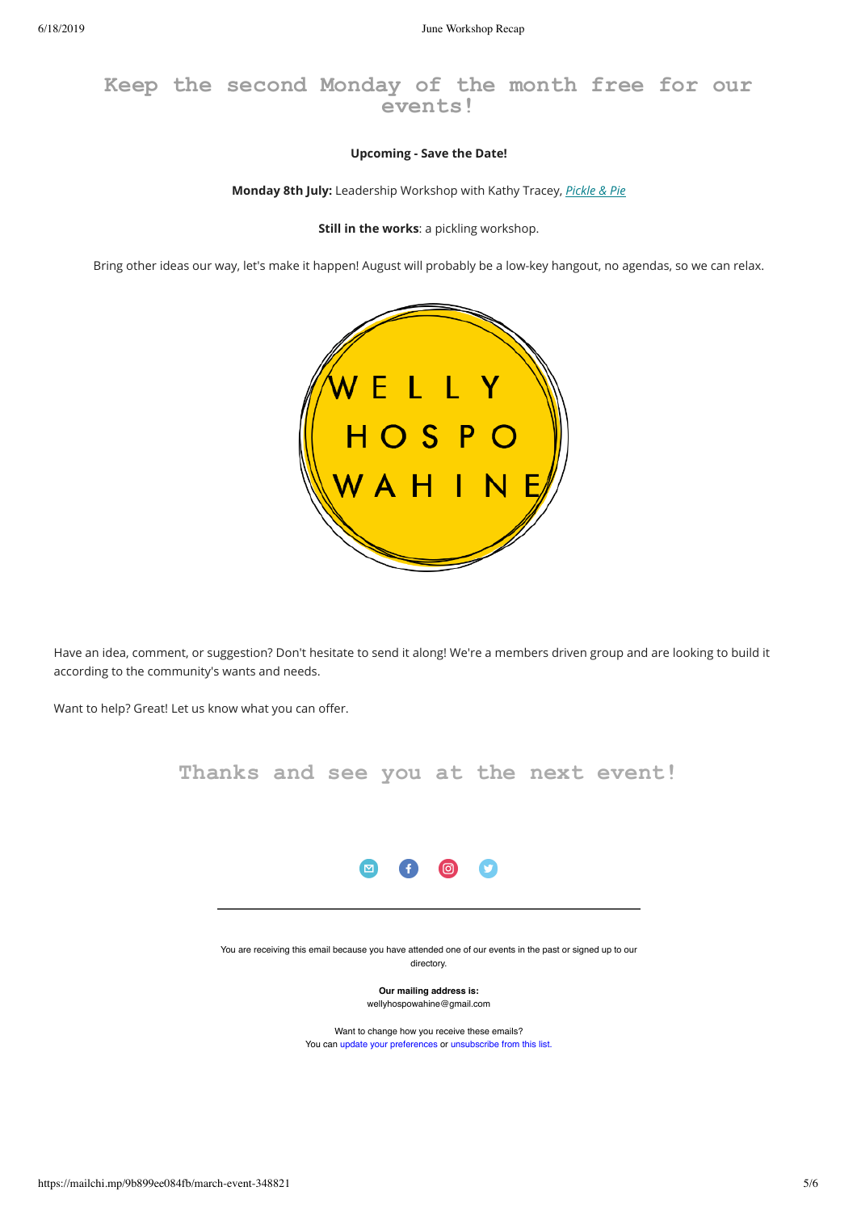## Keep the second Monday of the month free for our events!

**Upcoming - Save the Date!**

**Monday 8th July:** Leadership Workshop with Kathy Tracey, *Pickle & Pie*

**Still in the works**: a pickling workshop.

Bring other ideas our way, let's make it happen! August will probably be a low-key hangout, no agendas, so we can relax.

WELLY HOSPO WAHINE

Have an idea, comment, or suggestion? Don't hesitate to send it along! We're a members driven group and are looking to build it according to the community's wants and needs.

Want to help? Great! Let us know what you can offer.

## Thanks and see you at the next event!

You are receiving this email because you have attended one of our events in the past or signed up to our directory.

**Our mailing address is:**
wellyhospowahine@gmail.com

Want to change how you receive these emails?
You can update your preferences or unsubscribe from this list.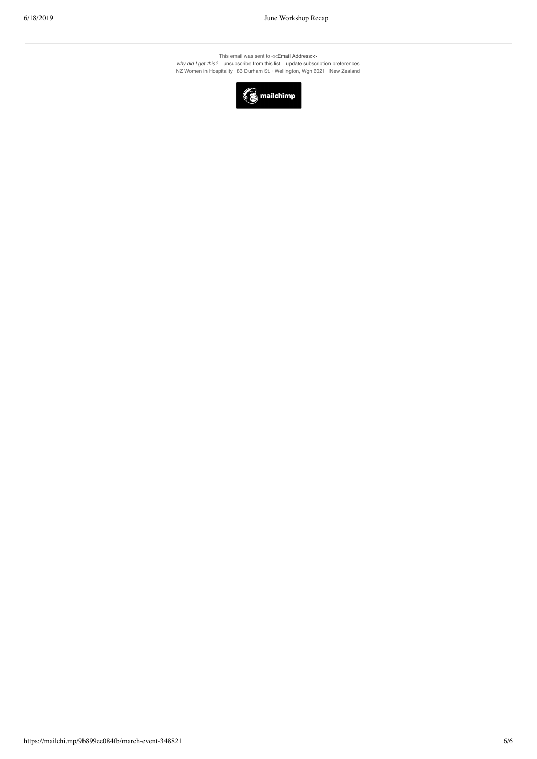This email was sent to <<Email Address>>

*why did I get this?* unsubscribe from this list update subscription preferences

NZ Women in Hospitality · 83 Durham St. · Wellington, Wgn 6021 · New Zealand

mailchimp